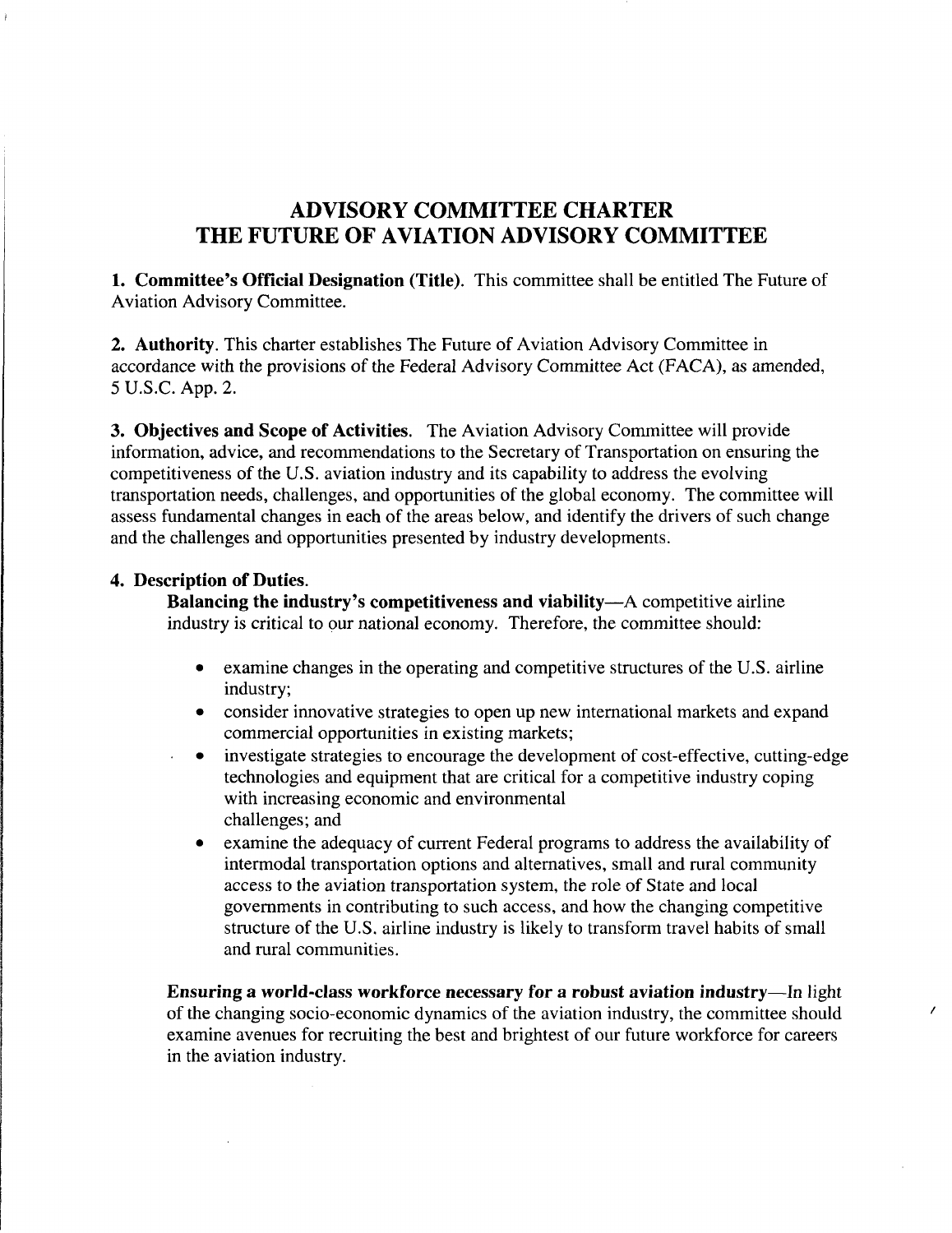# ADVISORY COMMITTEE CHARTER
# THE FUTURE OF AVIATION ADVISORY COMMITTEE

**1. Committee's Official Designation (Title).** This committee shall be entitled The Future of Aviation Advisory Committee.

**2. Authority**. This charter establishes The Future of Aviation Advisory Committee in accordance with the provisions of the Federal Advisory Committee Act (FACA), as amended, 5 U.S.C. App. 2.

**3. Objectives and Scope of Activities.** The Aviation Advisory Committee will provide information, advice, and recommendations to the Secretary of Transportation on ensuring the competitiveness of the U.S. aviation industry and its capability to address the evolving transportation needs, challenges, and opportunities of the global economy. The committee will assess fundamental changes in each of the areas below, and identify the drivers of such change and the challenges and opportunities presented by industry developments.

**4. Description of Duties.**

**Balancing the industry's competitiveness and viability**—A competitive airline industry is critical to our national economy. Therefore, the committee should:

- examine changes in the operating and competitive structures of the U.S. airline industry;
- consider innovative strategies to open up new international markets and expand commercial opportunities in existing markets;
- investigate strategies to encourage the development of cost-effective, cutting-edge technologies and equipment that are critical for a competitive industry coping with increasing economic and environmental challenges; and
- examine the adequacy of current Federal programs to address the availability of intermodal transportation options and alternatives, small and rural community access to the aviation transportation system, the role of State and local governments in contributing to such access, and how the changing competitive structure of the U.S. airline industry is likely to transform travel habits of small and rural communities.

**Ensuring a world-class workforce necessary for a robust aviation industry**—In light of the changing socio-economic dynamics of the aviation industry, the committee should examine avenues for recruiting the best and brightest of our future workforce for careers in the aviation industry.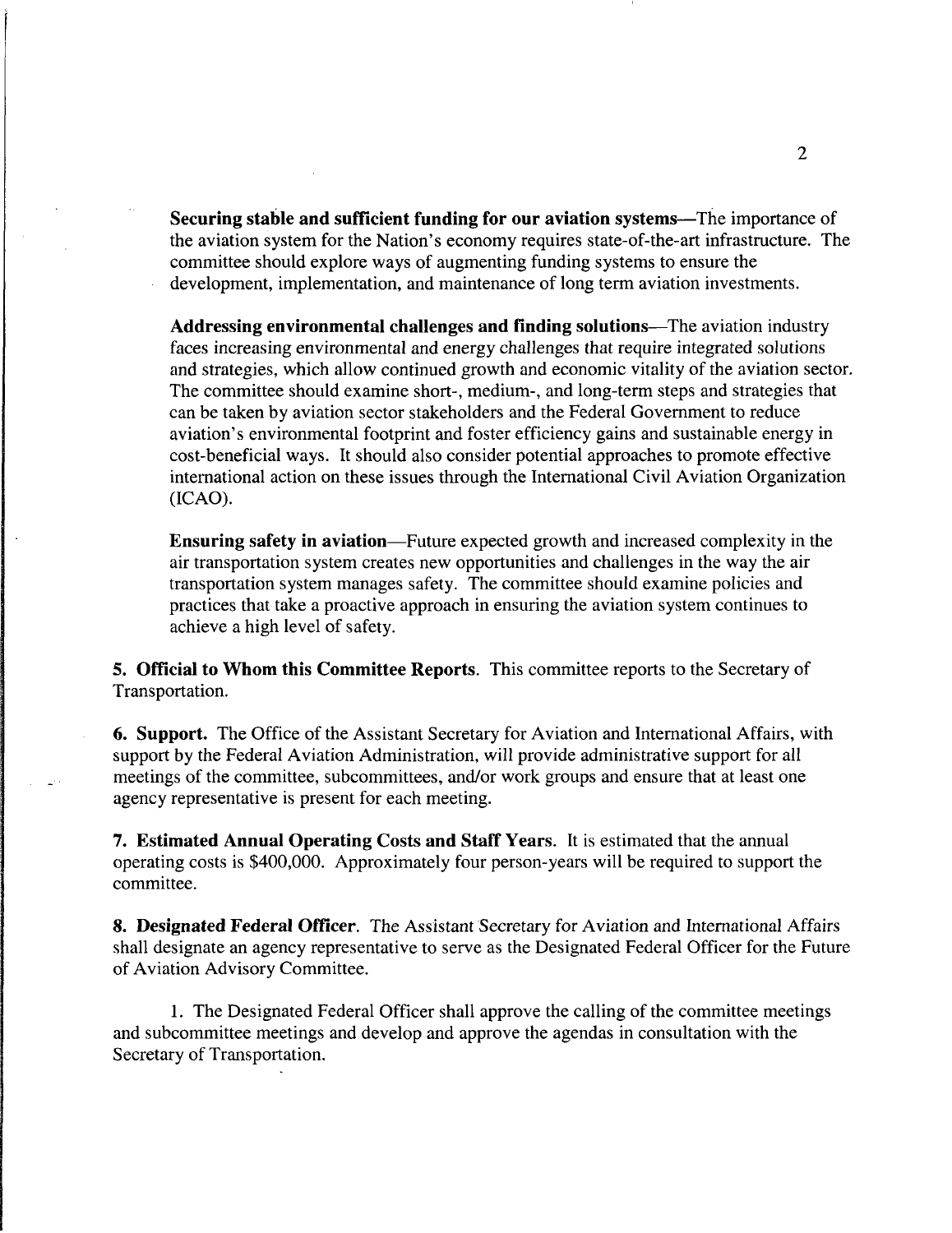**Securing stable and sufficient funding for our aviation systems**—The importance of the aviation system for the Nation's economy requires state-of-the-art infrastructure. The committee should explore ways of augmenting funding systems to ensure the development, implementation, and maintenance of long term aviation investments.

**Addressing environmental challenges and finding solutions**—The aviation industry faces increasing environmental and energy challenges that require integrated solutions and strategies, which allow continued growth and economic vitality of the aviation sector. The committee should examine short-, medium-, and long-term steps and strategies that can be taken by aviation sector stakeholders and the Federal Government to reduce aviation's environmental footprint and foster efficiency gains and sustainable energy in cost-beneficial ways. It should also consider potential approaches to promote effective international action on these issues through the International Civil Aviation Organization (ICAO).

**Ensuring safety in aviation**—Future expected growth and increased complexity in the air transportation system creates new opportunities and challenges in the way the air transportation system manages safety. The committee should examine policies and practices that take a proactive approach in ensuring the aviation system continues to achieve a high level of safety.

**5. Official to Whom this Committee Reports**. This committee reports to the Secretary of Transportation.

**6. Support.** The Office of the Assistant Secretary for Aviation and International Affairs, with support by the Federal Aviation Administration, will provide administrative support for all meetings of the committee, subcommittees, and/or work groups and ensure that at least one agency representative is present for each meeting.

**7. Estimated Annual Operating Costs and Staff Years.** It is estimated that the annual operating costs is $400,000. Approximately four person-years will be required to support the committee.

**8. Designated Federal Officer**. The Assistant Secretary for Aviation and International Affairs shall designate an agency representative to serve as the Designated Federal Officer for the Future of Aviation Advisory Committee.

1. The Designated Federal Officer shall approve the calling of the committee meetings and subcommittee meetings and develop and approve the agendas in consultation with the Secretary of Transportation.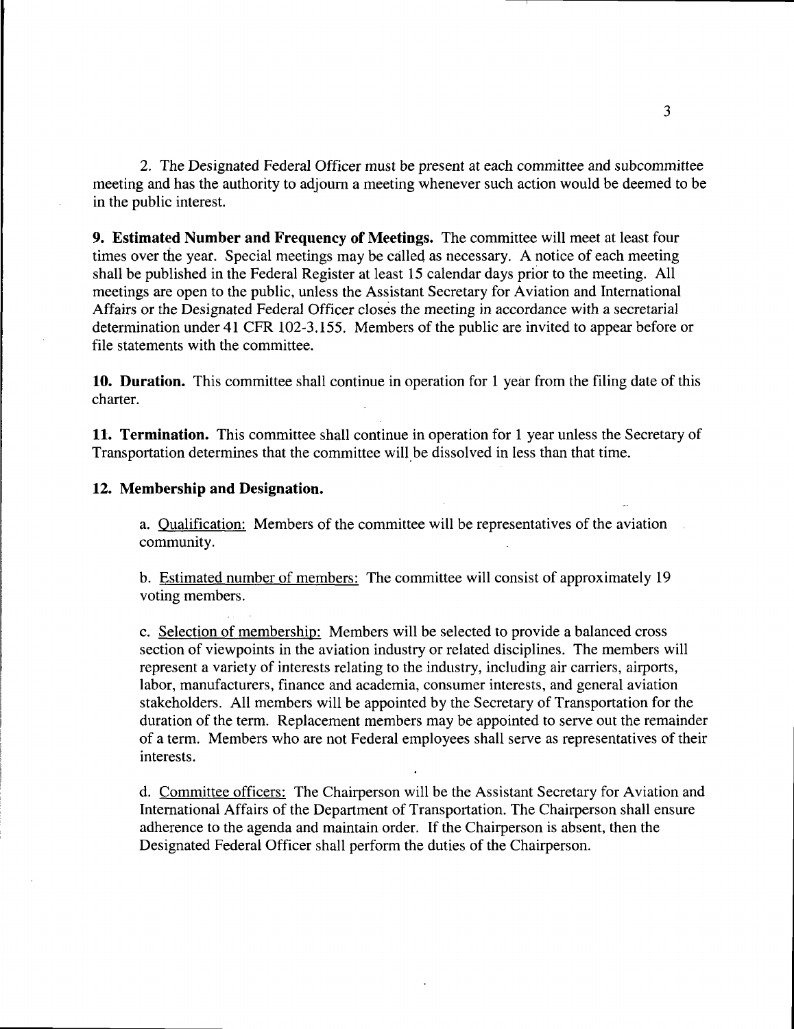2. The Designated Federal Officer must be present at each committee and subcommittee meeting and has the authority to adjourn a meeting whenever such action would be deemed to be in the public interest.

**9. Estimated Number and Frequency of Meetings.** The committee will meet at least four times over the year. Special meetings may be called as necessary. A notice of each meeting shall be published in the Federal Register at least 15 calendar days prior to the meeting. All meetings are open to the public, unless the Assistant Secretary for Aviation and International Affairs or the Designated Federal Officer closes the meeting in accordance with a secretarial determination under 41 CFR 102-3.155. Members of the public are invited to appear before or file statements with the committee.

**10. Duration.** This committee shall continue in operation for 1 year from the filing date of this charter.

**11. Termination.** This committee shall continue in operation for 1 year unless the Secretary of Transportation determines that the committee will be dissolved in less than that time.

**12. Membership and Designation.**

a. Qualification: Members of the committee will be representatives of the aviation community.

b. Estimated number of members: The committee will consist of approximately 19 voting members.

c. Selection of membership: Members will be selected to provide a balanced cross section of viewpoints in the aviation industry or related disciplines. The members will represent a variety of interests relating to the industry, including air carriers, airports, labor, manufacturers, finance and academia, consumer interests, and general aviation stakeholders. All members will be appointed by the Secretary of Transportation for the duration of the term. Replacement members may be appointed to serve out the remainder of a term. Members who are not Federal employees shall serve as representatives of their interests.

d. Committee officers: The Chairperson will be the Assistant Secretary for Aviation and International Affairs of the Department of Transportation. The Chairperson shall ensure adherence to the agenda and maintain order. If the Chairperson is absent, then the Designated Federal Officer shall perform the duties of the Chairperson.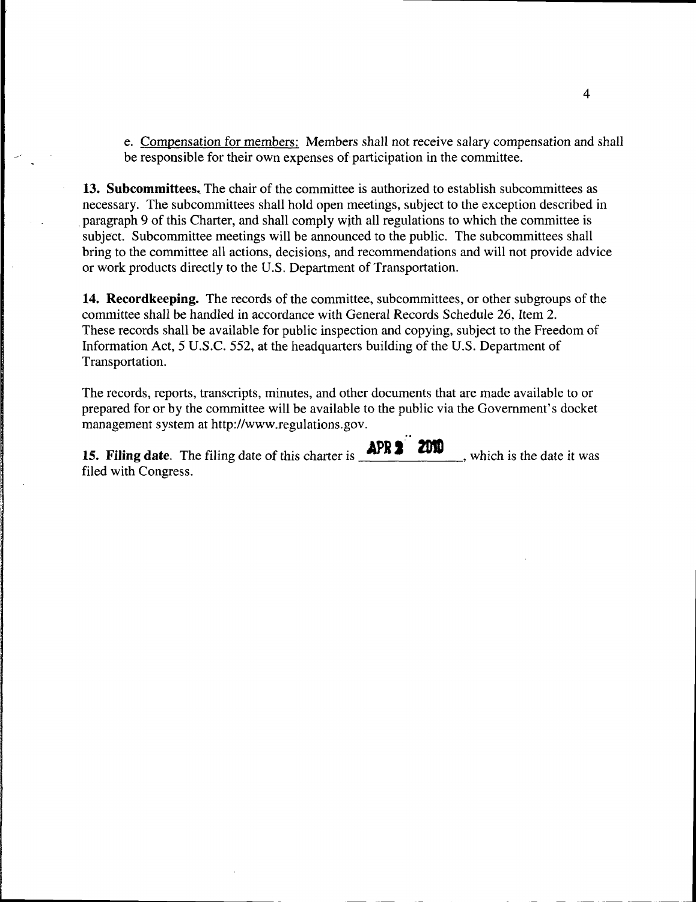e. Compensation for members: Members shall not receive salary compensation and shall be responsible for their own expenses of participation in the committee.

**13. Subcommittees.** The chair of the committee is authorized to establish subcommittees as necessary. The subcommittees shall hold open meetings, subject to the exception described in paragraph 9 of this Charter, and shall comply with all regulations to which the committee is subject. Subcommittee meetings will be announced to the public. The subcommittees shall bring to the committee all actions, decisions, and recommendations and will not provide advice or work products directly to the U.S. Department of Transportation.

**14. Recordkeeping.** The records of the committee, subcommittees, or other subgroups of the committee shall be handled in accordance with General Records Schedule 26, Item 2. These records shall be available for public inspection and copying, subject to the Freedom of Information Act, 5 U.S.C. 552, at the headquarters building of the U.S. Department of Transportation.

The records, reports, transcripts, minutes, and other documents that are made available to or prepared for or by the committee will be available to the public via the Government's docket management system at http://www.regulations.gov.

**15. Filing date**. The filing date of this charter is **APR 2 2010**, which is the date it was filed with Congress.